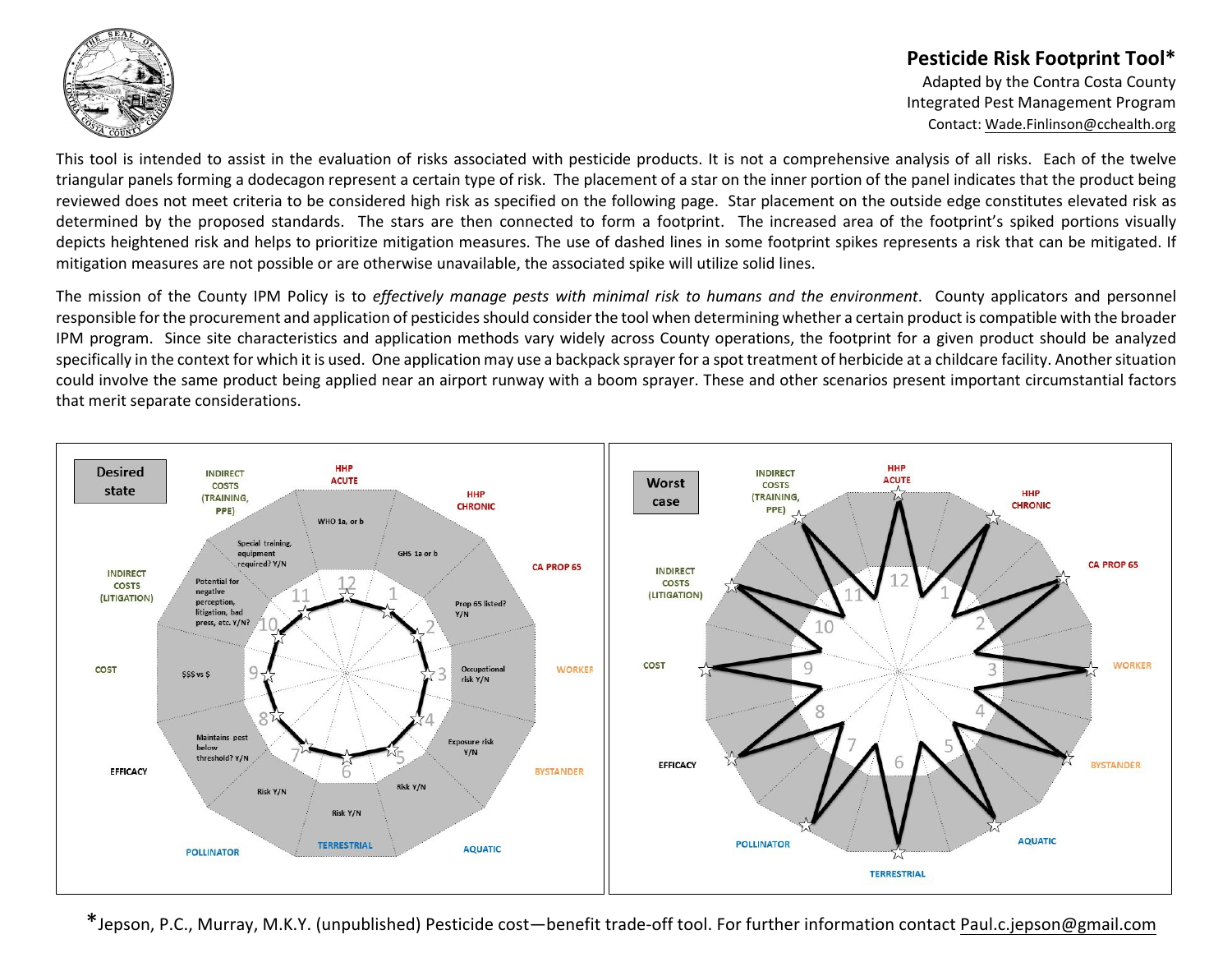# Pesticide Risk Footprint Tool*

Adapted by the Contra Costa County
Integrated Pest Management Program
Contact: Wade.Finlinson@cchealth.org

This tool is intended to assist in the evaluation of risks associated with pesticide products. It is not a comprehensive analysis of all risks. Each of the twelve triangular panels forming a dodecagon represent a certain type of risk. The placement of a star on the inner portion of the panel indicates that the product being reviewed does not meet criteria to be considered high risk as specified on the following page. Star placement on the outside edge constitutes elevated risk as determined by the proposed standards. The stars are then connected to form a footprint. The increased area of the footprint's spiked portions visually depicts heightened risk and helps to prioritize mitigation measures. The use of dashed lines in some footprint spikes represents a risk that can be mitigated. If mitigation measures are not possible or are otherwise unavailable, the associated spike will utilize solid lines.

The mission of the County IPM Policy is to *effectively manage pests with minimal risk to humans and the environment*. County applicators and personnel responsible for the procurement and application of pesticides should consider the tool when determining whether a certain product is compatible with the broader IPM program. Since site characteristics and application methods vary widely across County operations, the footprint for a given product should be analyzed specifically in the context for which it is used. One application may use a backpack sprayer for a spot treatment of herbicide at a childcare facility. Another situation could involve the same product being applied near an airport runway with a boom sprayer. These and other scenarios present important circumstantial factors that merit separate considerations.

**Desired state**

| Panel | Category | Criterion |
|---|---|---|
| 12 | HHP ACUTE | WHO 1a, or b |
| 1 | HHP CHRONIC | GHS 1a or b |
| 2 | CA PROP 65 | Prop 65 listed? Y/N |
| 3 | WORKER | Occupational risk Y/N |
| 4 | BYSTANDER | Exposure risk Y/N |
| 5 | AQUATIC | Risk Y/N |
| 6 | TERRESTRIAL | Risk Y/N |
| 7 | POLLINATOR | Risk Y/N |
| 8 | EFFICACY | Maintains pest below threshold? Y/N |
| 9 | COST | $$$ vs $ |
| 10 | INDIRECT COSTS (LITIGATION) | Potential for negative perception, litigation, bad press, etc. Y/N? |
| 11 | INDIRECT COSTS (TRAINING, PPE) | Special training, equipment required? Y/N |

**Worst case**

*Jepson, P.C., Murray, M.K.Y. (unpublished) Pesticide cost—benefit trade-off tool. For further information contact Paul.c.jepson@gmail.com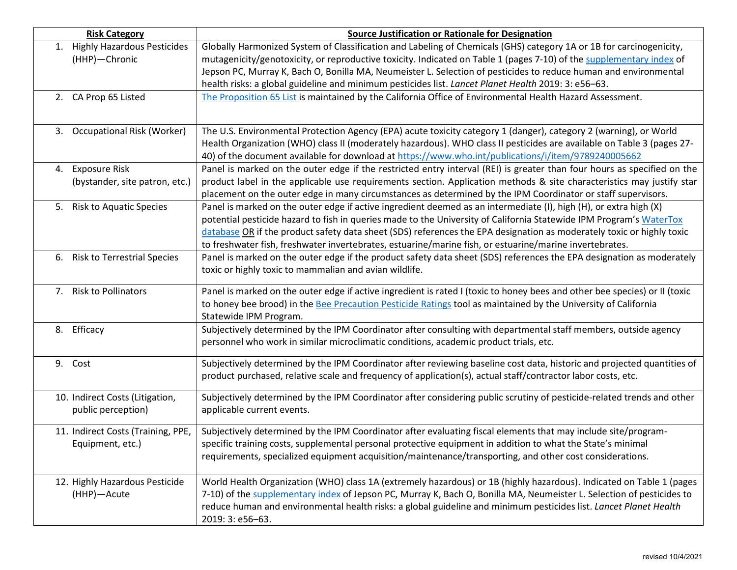| **Risk Category** | **Source Justification or Rationale for Designation** |
|---|---|
| 1. Highly Hazardous Pesticides (HHP)—Chronic | Globally Harmonized System of Classification and Labeling of Chemicals (GHS) category 1A or 1B for carcinogenicity, mutagenicity/genotoxicity, or reproductive toxicity. Indicated on Table 1 (pages 7-10) of the supplementary index of Jepson PC, Murray K, Bach O, Bonilla MA, Neumeister L. Selection of pesticides to reduce human and environmental health risks: a global guideline and minimum pesticides list. *Lancet Planet Health* 2019: 3: e56–63. |
| 2. CA Prop 65 Listed | The Proposition 65 List is maintained by the California Office of Environmental Health Hazard Assessment. |
| 3. Occupational Risk (Worker) | The U.S. Environmental Protection Agency (EPA) acute toxicity category 1 (danger), category 2 (warning), or World Health Organization (WHO) class II (moderately hazardous). WHO class II pesticides are available on Table 3 (pages 27-40) of the document available for download at https://www.who.int/publications/i/item/9789240005662 |
| 4. Exposure Risk (bystander, site patron, etc.) | Panel is marked on the outer edge if the restricted entry interval (REI) is greater than four hours as specified on the product label in the applicable use requirements section. Application methods & site characteristics may justify star placement on the outer edge in many circumstances as determined by the IPM Coordinator or staff supervisors. |
| 5. Risk to Aquatic Species | Panel is marked on the outer edge if active ingredient deemed as an intermediate (I), high (H), or extra high (X) potential pesticide hazard to fish in queries made to the University of California Statewide IPM Program's WaterTox database OR if the product safety data sheet (SDS) references the EPA designation as moderately toxic or highly toxic to freshwater fish, freshwater invertebrates, estuarine/marine fish, or estuarine/marine invertebrates. |
| 6. Risk to Terrestrial Species | Panel is marked on the outer edge if the product safety data sheet (SDS) references the EPA designation as moderately toxic or highly toxic to mammalian and avian wildlife. |
| 7. Risk to Pollinators | Panel is marked on the outer edge if active ingredient is rated I (toxic to honey bees and other bee species) or II (toxic to honey bee brood) in the Bee Precaution Pesticide Ratings tool as maintained by the University of California Statewide IPM Program. |
| 8. Efficacy | Subjectively determined by the IPM Coordinator after consulting with departmental staff members, outside agency personnel who work in similar microclimatic conditions, academic product trials, etc. |
| 9. Cost | Subjectively determined by the IPM Coordinator after reviewing baseline cost data, historic and projected quantities of product purchased, relative scale and frequency of application(s), actual staff/contractor labor costs, etc. |
| 10. Indirect Costs (Litigation, public perception) | Subjectively determined by the IPM Coordinator after considering public scrutiny of pesticide-related trends and other applicable current events. |
| 11. Indirect Costs (Training, PPE, Equipment, etc.) | Subjectively determined by the IPM Coordinator after evaluating fiscal elements that may include site/program-specific training costs, supplemental personal protective equipment in addition to what the State's minimal requirements, specialized equipment acquisition/maintenance/transporting, and other cost considerations. |
| 12. Highly Hazardous Pesticide (HHP)—Acute | World Health Organization (WHO) class 1A (extremely hazardous) or 1B (highly hazardous). Indicated on Table 1 (pages 7-10) of the supplementary index of Jepson PC, Murray K, Bach O, Bonilla MA, Neumeister L. Selection of pesticides to reduce human and environmental health risks: a global guideline and minimum pesticides list. *Lancet Planet Health* 2019: 3: e56–63. |

revised 10/4/2021